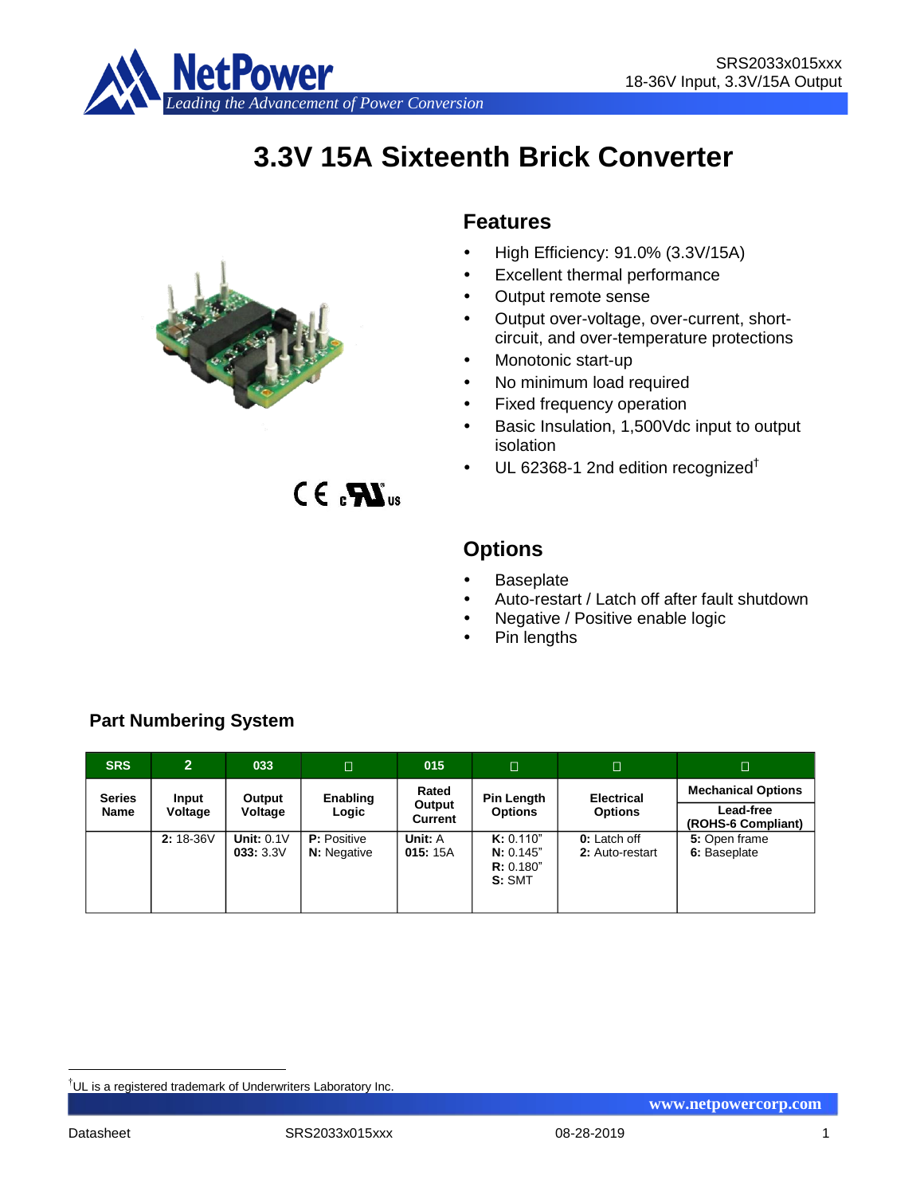# 3.3V 15A Sixteenth Brick Converter

## Features

- High Efficiency: 91.0% (3.3V/15A)
- Excellent thermal performance
- Output remote sense
- Output over-voltage, over-current, short-circuit, and over-temperature protections
- Monotonic start-up
- No minimum load required
- Fixed frequency operation
- Basic Insulation, 1,500Vdc input to output isolation
- UL 62368-1 2nd edition recognized†

## Options

- Baseplate
- Auto-restart / Latch off after fault shutdown
- Negative / Positive enable logic
- Pin lengths

### Part Numbering System

| SRS | 2 | 033 | □ | 015 | □ | □ | □ |
|---|---|---|---|---|---|---|---|
| **Series Name** | **Input Voltage** | **Output Voltage** | **Enabling Logic** | **Rated Output Current** | **Pin Length Options** | **Electrical Options** | **Mechanical Options** / **Lead-free (ROHS-6 Compliant)** |
| | **2:** 18-36V | **Unit:** 0.1V<br>**033:** 3.3V | **P:** Positive<br>**N:** Negative | **Unit:** A<br>**015:** 15A | **K:** 0.110"<br>**N:** 0.145"<br>**R:** 0.180"<br>**S:** SMT | **0:** Latch off<br>**2:** Auto-restart | **5:** Open frame<br>**6:** Baseplate |

†UL is a registered trademark of Underwriters Laboratory Inc.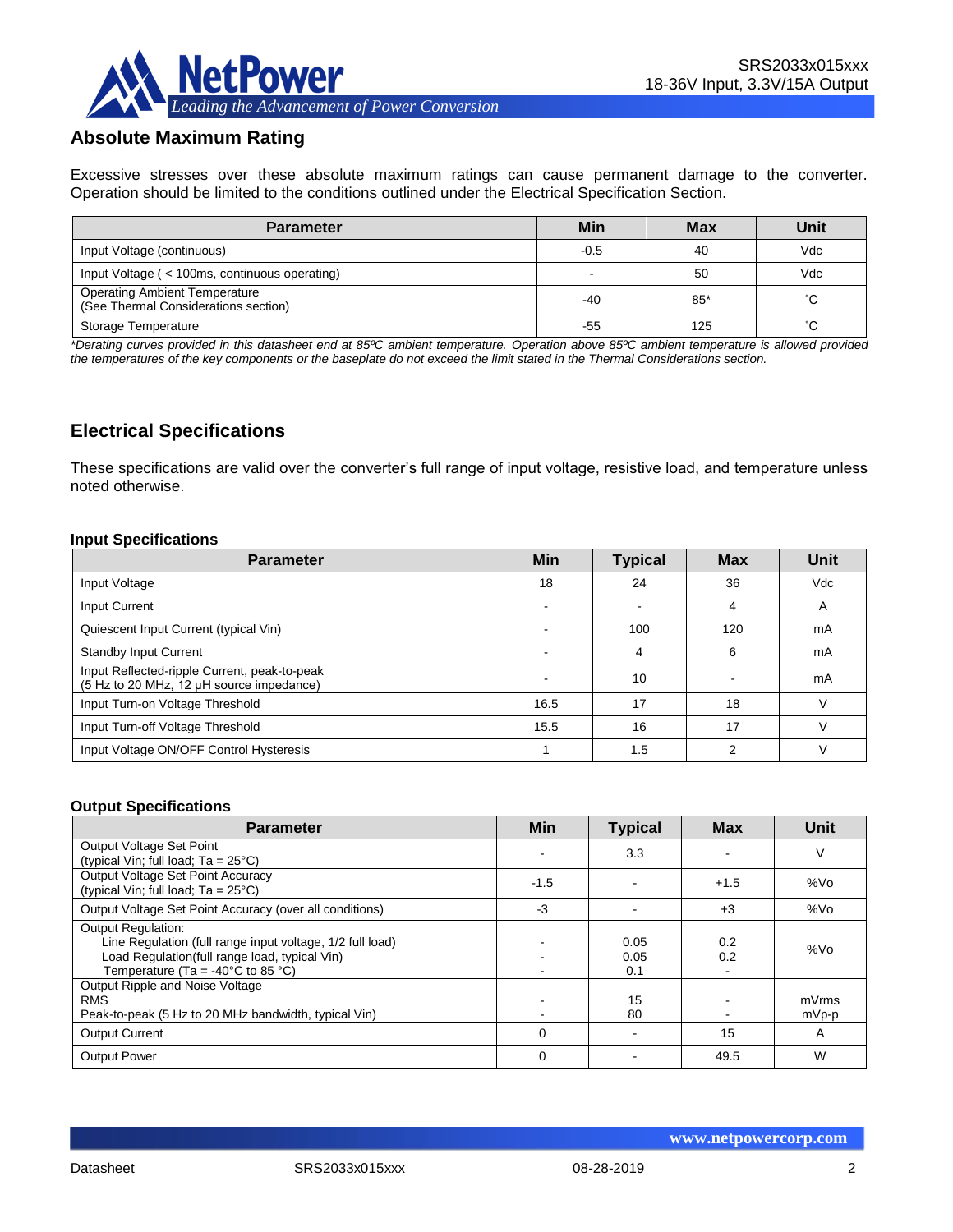## Absolute Maximum Rating

Excessive stresses over these absolute maximum ratings can cause permanent damage to the converter. Operation should be limited to the conditions outlined under the Electrical Specification Section.

| Parameter | Min | Max | Unit |
|---|---|---|---|
| Input Voltage (continuous) | -0.5 | 40 | Vdc |
| Input Voltage ( < 100ms, continuous operating) | - | 50 | Vdc |
| Operating Ambient Temperature (See Thermal Considerations section) | -40 | 85* | ˚C |
| Storage Temperature | -55 | 125 | ˚C |

*\*Derating curves provided in this datasheet end at 85ºC ambient temperature. Operation above 85ºC ambient temperature is allowed provided the temperatures of the key components or the baseplate do not exceed the limit stated in the Thermal Considerations section.*

## Electrical Specifications

These specifications are valid over the converter's full range of input voltage, resistive load, and temperature unless noted otherwise.

### Input Specifications

| Parameter | Min | Typical | Max | Unit |
|---|---|---|---|---|
| Input Voltage | 18 | 24 | 36 | Vdc |
| Input Current | - | - | 4 | A |
| Quiescent Input Current (typical Vin) | - | 100 | 120 | mA |
| Standby Input Current | - | 4 | 6 | mA |
| Input Reflected-ripple Current, peak-to-peak (5 Hz to 20 MHz, 12 µH source impedance) | - | 10 | - | mA |
| Input Turn-on Voltage Threshold | 16.5 | 17 | 18 | V |
| Input Turn-off Voltage Threshold | 15.5 | 16 | 17 | V |
| Input Voltage ON/OFF Control Hysteresis | 1 | 1.5 | 2 | V |

### Output Specifications

| Parameter | Min | Typical | Max | Unit |
|---|---|---|---|---|
| Output Voltage Set Point (typical Vin; full load; Ta = 25°C) | - | 3.3 | - | V |
| Output Voltage Set Point Accuracy (typical Vin; full load; Ta = 25°C) | -1.5 | - | +1.5 | %Vo |
| Output Voltage Set Point Accuracy (over all conditions) | -3 | - | +3 | %Vo |
| Output Regulation:<br>Line Regulation (full range input voltage, 1/2 full load)<br>Load Regulation(full range load, typical Vin)<br>Temperature (Ta = -40°C to 85 °C) | <br>-<br>-<br>- | <br>0.05<br>0.05<br>0.1 | <br>0.2<br>0.2<br>- | %Vo |
| Output Ripple and Noise Voltage<br>RMS<br>Peak-to-peak (5 Hz to 20 MHz bandwidth, typical Vin) | <br>-<br>- | <br>15<br>80 | <br>-<br>- | <br>mVrms<br>mVp-p |
| Output Current | 0 | - | 15 | A |
| Output Power | 0 | - | 49.5 | W |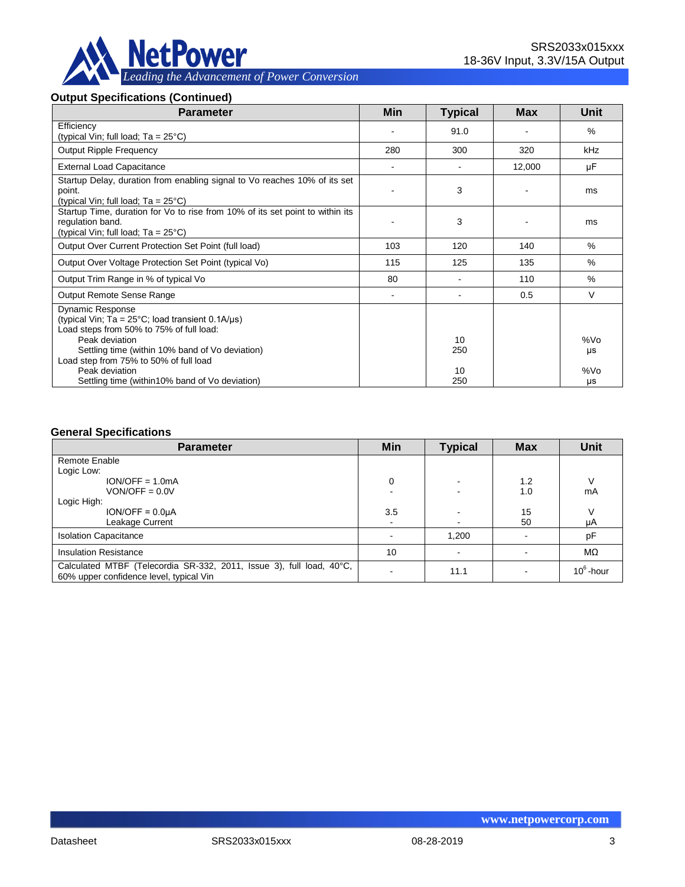## Output Specifications (Continued)

| Parameter | Min | Typical | Max | Unit |
|---|---|---|---|---|
| Efficiency<br>(typical Vin; full load; Ta = 25°C) | - | 91.0 | - | % |
| Output Ripple Frequency | 280 | 300 | 320 | kHz |
| External Load Capacitance | - | - | 12,000 | µF |
| Startup Delay, duration from enabling signal to Vo reaches 10% of its set point.<br>(typical Vin; full load; Ta = 25°C) | - | 3 | - | ms |
| Startup Time, duration for Vo to rise from 10% of its set point to within its regulation band.<br>(typical Vin; full load; Ta = 25°C) | - | 3 | - | ms |
| Output Over Current Protection Set Point (full load) | 103 | 120 | 140 | % |
| Output Over Voltage Protection Set Point (typical Vo) | 115 | 125 | 135 | % |
| Output Trim Range in % of typical Vo | 80 | - | 110 | % |
| Output Remote Sense Range | - | - | 0.5 | V |
| Dynamic Response<br>(typical Vin; Ta = 25°C; load transient 0.1A/µs)<br>Load steps from 50% to 75% of full load:<br>Peak deviation<br>Settling time (within 10% band of Vo deviation)<br>Load step from 75% to 50% of full load<br>Peak deviation<br>Settling time (within10% band of Vo deviation) | | <br><br><br>10<br>250<br><br>10<br>250 | | <br><br><br>%Vo<br>µs<br><br>%Vo<br>µs |

## General Specifications

| Parameter | Min | Typical | Max | Unit |
|---|---|---|---|---|
| Remote Enable<br>Logic Low:<br>ION/OFF = 1.0mA<br>VON/OFF = 0.0V<br>Logic High:<br>ION/OFF = 0.0µA<br>Leakage Current | <br><br>0<br>-<br><br>3.5<br>- | <br><br>-<br>-<br><br>-<br>- | <br><br>1.2<br>1.0<br><br>15<br>50 | <br><br>V<br>mA<br><br>V<br>µA |
| Isolation Capacitance | - | 1,200 | - | pF |
| Insulation Resistance | 10 | - | - | MΩ |
| Calculated MTBF (Telecordia SR-332, 2011, Issue 3), full load, 40°C, 60% upper confidence level, typical Vin | - | 11.1 | - | $10^6$-hour |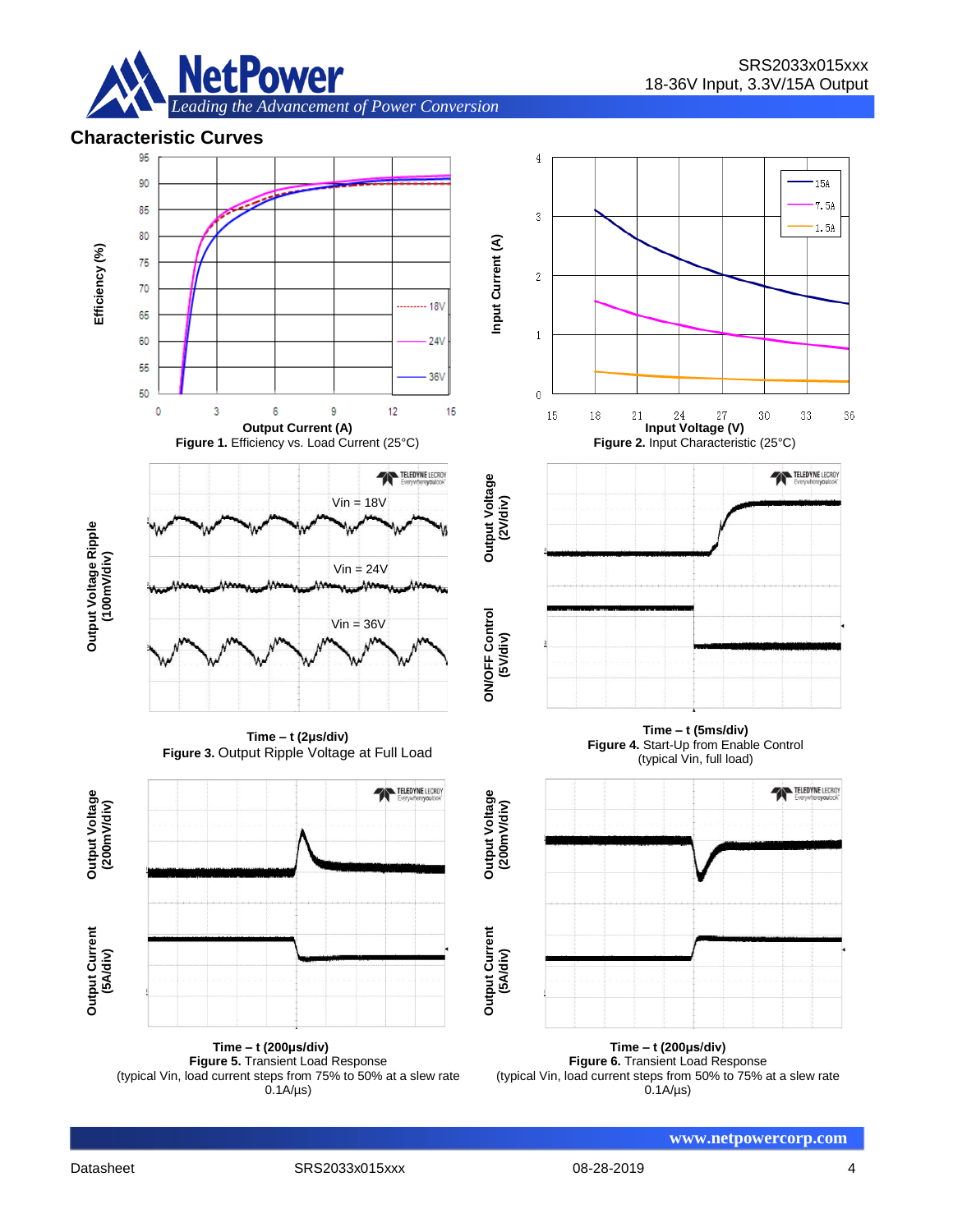## Characteristic Curves

**Figure 1.** Efficiency vs. Load Current (25°C)

**Figure 2.** Input Characteristic (25°C)

Time – t (2μs/div)

**Figure 3.** Output Ripple Voltage at Full Load

Time – t (5ms/div)

**Figure 4.** Start-Up from Enable Control (typical Vin, full load)

Time – t (200μs/div)

**Figure 5.** Transient Load Response (typical Vin, load current steps from 75% to 50% at a slew rate 0.1A/μs)

Time – t (200μs/div)

**Figure 6.** Transient Load Response (typical Vin, load current steps from 50% to 75% at a slew rate 0.1A/μs)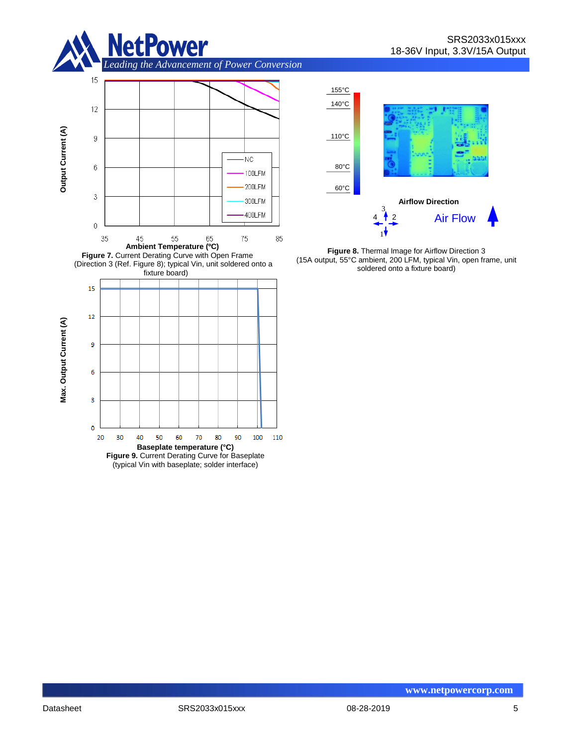**Figure 7.** Current Derating Curve with Open Frame (Direction 3 (Ref. Figure 8); typical Vin, unit soldered onto a fixture board)

**Figure 8.** Thermal Image for Airflow Direction 3 (15A output, 55°C ambient, 200 LFM, typical Vin, open frame, unit soldered onto a fixture board)

**Figure 9.** Current Derating Curve for Baseplate (typical Vin with baseplate; solder interface)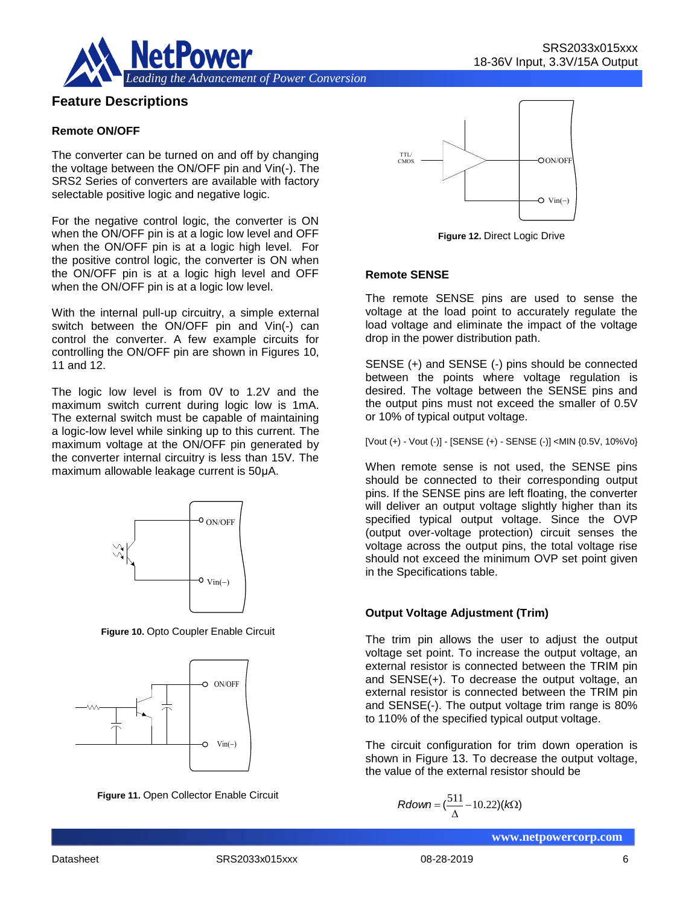## Feature Descriptions

### Remote ON/OFF

The converter can be turned on and off by changing the voltage between the ON/OFF pin and Vin(-). The SRS2 Series of converters are available with factory selectable positive logic and negative logic.

For the negative control logic, the converter is ON when the ON/OFF pin is at a logic low level and OFF when the ON/OFF pin is at a logic high level. For the positive control logic, the converter is ON when the ON/OFF pin is at a logic high level and OFF when the ON/OFF pin is at a logic low level.

With the internal pull-up circuitry, a simple external switch between the ON/OFF pin and Vin(-) can control the converter. A few example circuits for controlling the ON/OFF pin are shown in Figures 10, 11 and 12.

The logic low level is from 0V to 1.2V and the maximum switch current during logic low is 1mA. The external switch must be capable of maintaining a logic-low level while sinking up to this current. The maximum voltage at the ON/OFF pin generated by the converter internal circuitry is less than 15V. The maximum allowable leakage current is 50µA.

**Figure 10.** Opto Coupler Enable Circuit

**Figure 11.** Open Collector Enable Circuit

**Figure 12.** Direct Logic Drive

### Remote SENSE

The remote SENSE pins are used to sense the voltage at the load point to accurately regulate the load voltage and eliminate the impact of the voltage drop in the power distribution path.

SENSE (+) and SENSE (-) pins should be connected between the points where voltage regulation is desired. The voltage between the SENSE pins and the output pins must not exceed the smaller of 0.5V or 10% of typical output voltage.

[Vout (+) - Vout (-)] - [SENSE (+) - SENSE (-)] <MIN {0.5V, 10%Vo}

When remote sense is not used, the SENSE pins should be connected to their corresponding output pins. If the SENSE pins are left floating, the converter will deliver an output voltage slightly higher than its specified typical output voltage. Since the OVP (output over-voltage protection) circuit senses the voltage across the output pins, the total voltage rise should not exceed the minimum OVP set point given in the Specifications table.

### Output Voltage Adjustment (Trim)

The trim pin allows the user to adjust the output voltage set point. To increase the output voltage, an external resistor is connected between the TRIM pin and SENSE(+). To decrease the output voltage, an external resistor is connected between the TRIM pin and SENSE(-). The output voltage trim range is 80% to 110% of the specified typical output voltage.

The circuit configuration for trim down operation is shown in Figure 13. To decrease the output voltage, the value of the external resistor should be

$$Rdown = \left(\frac{511}{\Delta} - 10.22\right)(k\Omega)$$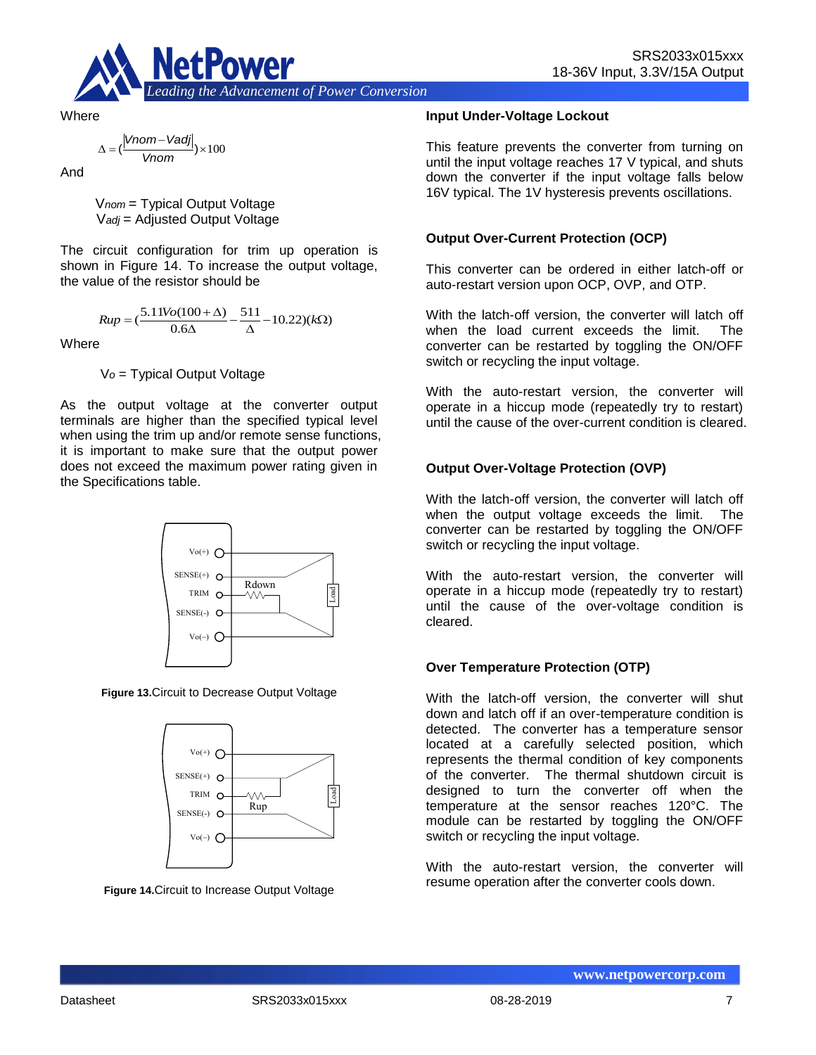Where

$$\Delta = \left(\frac{|Vnom - Vadj|}{Vnom}\right) \times 100$$

And

$V_{nom}$ = Typical Output Voltage
$V_{adj}$ = Adjusted Output Voltage

The circuit configuration for trim up operation is shown in Figure 14. To increase the output voltage, the value of the resistor should be

$$Rup = \left(\frac{5.11Vo(100+\Delta)}{0.6\Delta} - \frac{511}{\Delta} - 10.22\right)(k\Omega)$$

Where

$V_o$ = Typical Output Voltage

As the output voltage at the converter output terminals are higher than the specified typical level when using the trim up and/or remote sense functions, it is important to make sure that the output power does not exceed the maximum power rating given in the Specifications table.

**Figure 13.** Circuit to Decrease Output Voltage

**Figure 14.** Circuit to Increase Output Voltage

### Input Under-Voltage Lockout

This feature prevents the converter from turning on until the input voltage reaches 17 V typical, and shuts down the converter if the input voltage falls below 16V typical. The 1V hysteresis prevents oscillations.

### Output Over-Current Protection (OCP)

This converter can be ordered in either latch-off or auto-restart version upon OCP, OVP, and OTP.

With the latch-off version, the converter will latch off when the load current exceeds the limit. The converter can be restarted by toggling the ON/OFF switch or recycling the input voltage.

With the auto-restart version, the converter will operate in a hiccup mode (repeatedly try to restart) until the cause of the over-current condition is cleared.

### Output Over-Voltage Protection (OVP)

With the latch-off version, the converter will latch off when the output voltage exceeds the limit. The converter can be restarted by toggling the ON/OFF switch or recycling the input voltage.

With the auto-restart version, the converter will operate in a hiccup mode (repeatedly try to restart) until the cause of the over-voltage condition is cleared.

### Over Temperature Protection (OTP)

With the latch-off version, the converter will shut down and latch off if an over-temperature condition is detected. The converter has a temperature sensor located at a carefully selected position, which represents the thermal condition of key components of the converter. The thermal shutdown circuit is designed to turn the converter off when the temperature at the sensor reaches 120°C. The module can be restarted by toggling the ON/OFF switch or recycling the input voltage.

With the auto-restart version, the converter will resume operation after the converter cools down.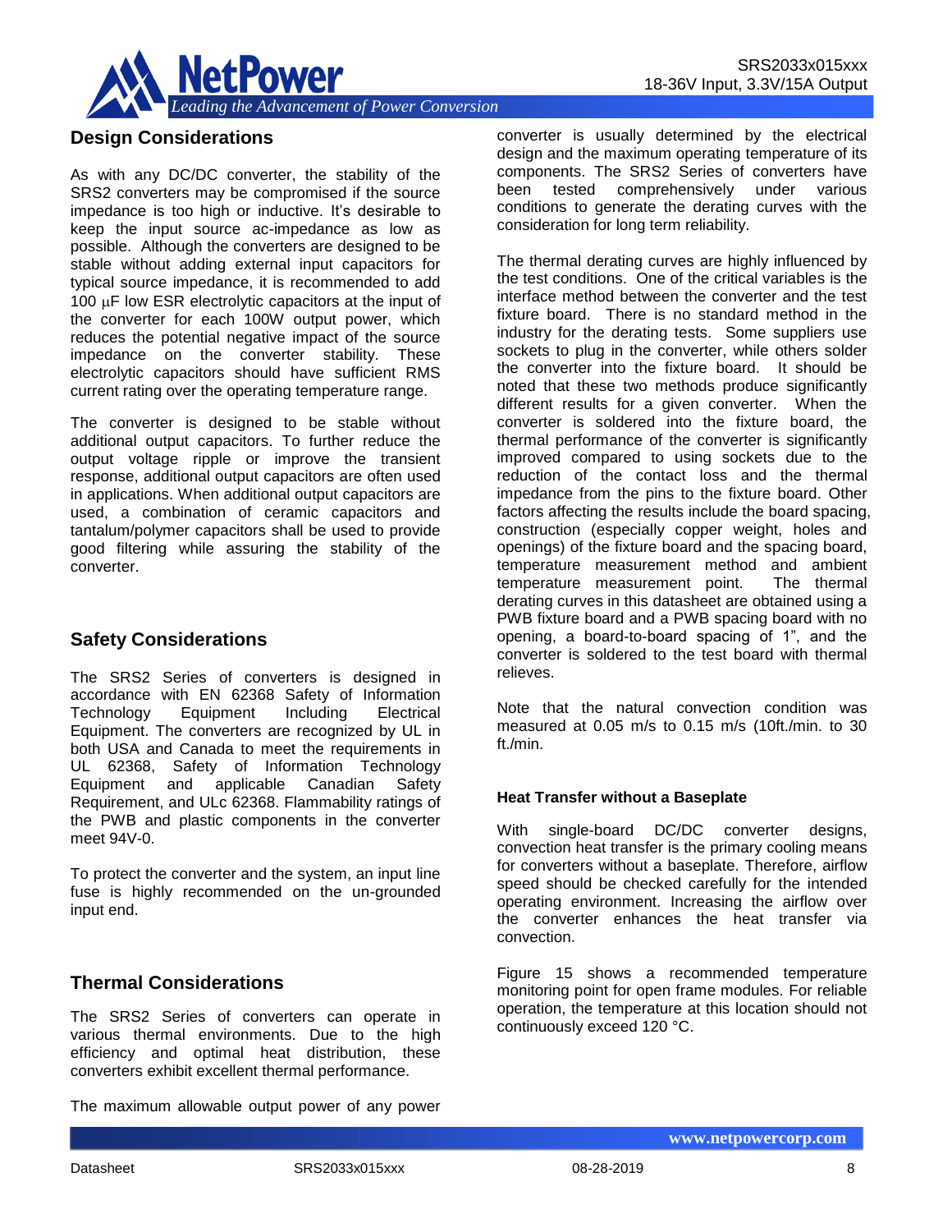## Design Considerations

As with any DC/DC converter, the stability of the SRS2 converters may be compromised if the source impedance is too high or inductive. It's desirable to keep the input source ac-impedance as low as possible. Although the converters are designed to be stable without adding external input capacitors for typical source impedance, it is recommended to add 100 μF low ESR electrolytic capacitors at the input of the converter for each 100W output power, which reduces the potential negative impact of the source impedance on the converter stability. These electrolytic capacitors should have sufficient RMS current rating over the operating temperature range.

The converter is designed to be stable without additional output capacitors. To further reduce the output voltage ripple or improve the transient response, additional output capacitors are often used in applications. When additional output capacitors are used, a combination of ceramic capacitors and tantalum/polymer capacitors shall be used to provide good filtering while assuring the stability of the converter.

## Safety Considerations

The SRS2 Series of converters is designed in accordance with EN 62368 Safety of Information Technology Equipment Including Electrical Equipment. The converters are recognized by UL in both USA and Canada to meet the requirements in UL 62368, Safety of Information Technology Equipment and applicable Canadian Safety Requirement, and ULc 62368. Flammability ratings of the PWB and plastic components in the converter meet 94V-0.

To protect the converter and the system, an input line fuse is highly recommended on the un-grounded input end.

## Thermal Considerations

The SRS2 Series of converters can operate in various thermal environments. Due to the high efficiency and optimal heat distribution, these converters exhibit excellent thermal performance.

The maximum allowable output power of any power converter is usually determined by the electrical design and the maximum operating temperature of its components. The SRS2 Series of converters have been tested comprehensively under various conditions to generate the derating curves with the consideration for long term reliability.

The thermal derating curves are highly influenced by the test conditions. One of the critical variables is the interface method between the converter and the test fixture board. There is no standard method in the industry for the derating tests. Some suppliers use sockets to plug in the converter, while others solder the converter into the fixture board. It should be noted that these two methods produce significantly different results for a given converter. When the converter is soldered into the fixture board, the thermal performance of the converter is significantly improved compared to using sockets due to the reduction of the contact loss and the thermal impedance from the pins to the fixture board. Other factors affecting the results include the board spacing, construction (especially copper weight, holes and openings) of the fixture board and the spacing board, temperature measurement method and ambient temperature measurement point. The thermal derating curves in this datasheet are obtained using a PWB fixture board and a PWB spacing board with no opening, a board-to-board spacing of 1", and the converter is soldered to the test board with thermal relieves.

Note that the natural convection condition was measured at 0.05 m/s to 0.15 m/s (10ft./min. to 30 ft./min.

### Heat Transfer without a Baseplate

With single-board DC/DC converter designs, convection heat transfer is the primary cooling means for converters without a baseplate. Therefore, airflow speed should be checked carefully for the intended operating environment. Increasing the airflow over the converter enhances the heat transfer via convection.

Figure 15 shows a recommended temperature monitoring point for open frame modules. For reliable operation, the temperature at this location should not continuously exceed 120 °C.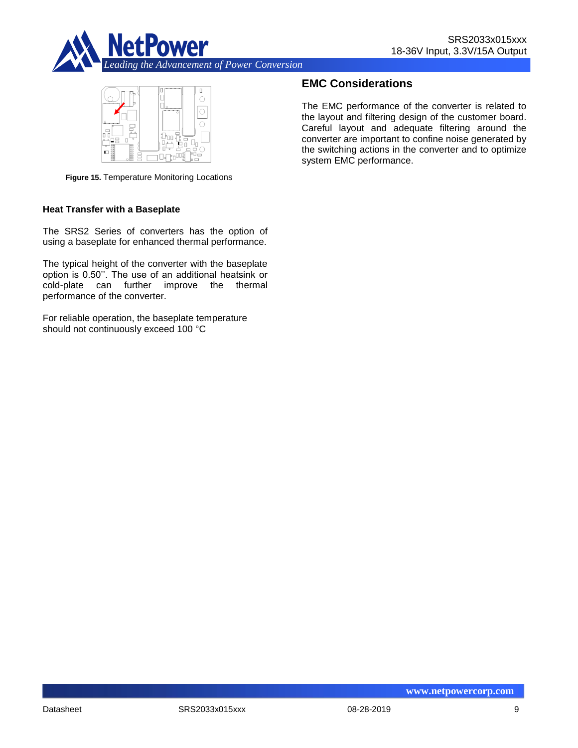Figure 15. Temperature Monitoring Locations

### Heat Transfer with a Baseplate

The SRS2 Series of converters has the option of using a baseplate for enhanced thermal performance.

The typical height of the converter with the baseplate option is 0.50''. The use of an additional heatsink or cold-plate can further improve the thermal performance of the converter.

For reliable operation, the baseplate temperature should not continuously exceed 100 °C

## EMC Considerations

The EMC performance of the converter is related to the layout and filtering design of the customer board. Careful layout and adequate filtering around the converter are important to confine noise generated by the switching actions in the converter and to optimize system EMC performance.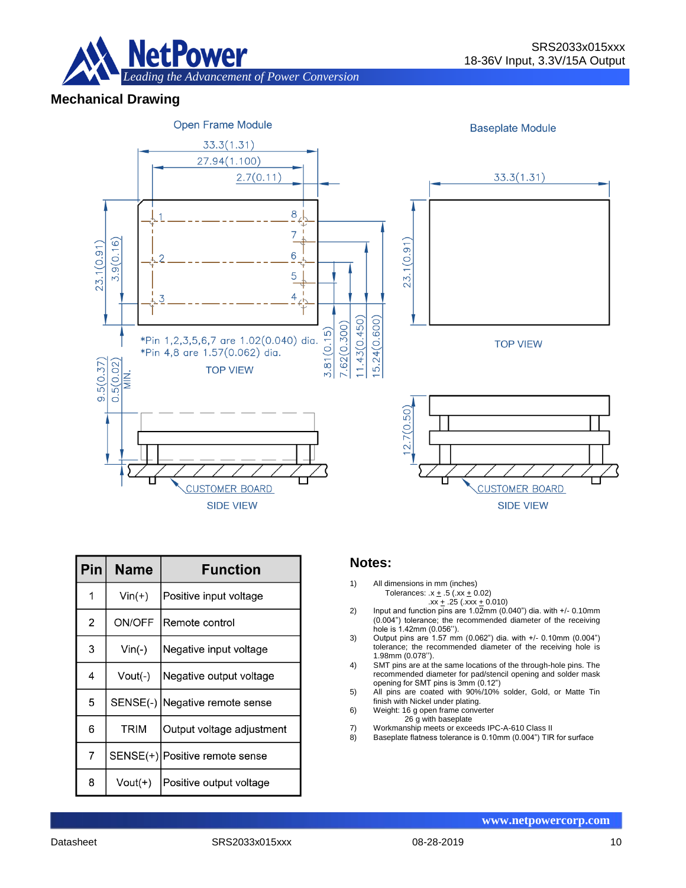## Mechanical Drawing

Open Frame Module

33.3(1.31)
27.94(1.100)
2.7(0.11)
23.1(0.91)
3.9(0.16)
3.81(0.15)
7.62(0.300)
11.43(0.450)
15.24(0.600)

*Pin 1,2,3,5,6,7 are 1.02(0.040) dia.
*Pin 4,8 are 1.57(0.062) dia.

TOP VIEW

9.5(0.37)
0.5(0.02) MIN.

CUSTOMER BOARD

SIDE VIEW

Baseplate Module

33.3(1.31)
23.1(0.91)

TOP VIEW

12.7(0.50)

CUSTOMER BOARD

SIDE VIEW

| Pin | Name | Function |
|---|---|---|
| 1 | Vin(+) | Positive input voltage |
| 2 | ON/OFF | Remote control |
| 3 | Vin(-) | Negative input voltage |
| 4 | Vout(-) | Negative output voltage |
| 5 | SENSE(-) | Negative remote sense |
| 6 | TRIM | Output voltage adjustment |
| 7 | SENSE(+) | Positive remote sense |
| 8 | Vout(+) | Positive output voltage |

## Notes:

1) All dimensions in mm (inches)
   Tolerances: .x ± .5 (.xx ± 0.02)
   .xx ± .25 (.xxx ± 0.010)
2) Input and function pins are 1.02mm (0.040") dia. with +/- 0.10mm (0.004") tolerance; the recommended diameter of the receiving hole is 1.42mm (0.056'').
3) Output pins are 1.57 mm (0.062") dia. with +/- 0.10mm (0.004") tolerance; the recommended diameter of the receiving hole is 1.98mm (0.078'').
4) SMT pins are at the same locations of the through-hole pins. The recommended diameter for pad/stencil opening and solder mask opening for SMT pins is 3mm (0.12")
5) All pins are coated with 90%/10% solder, Gold, or Matte Tin finish with Nickel under plating.
6) Weight: 16 g open frame converter
   26 g with baseplate
7) Workmanship meets or exceeds IPC-A-610 Class II
8) Baseplate flatness tolerance is 0.10mm (0.004") TIR for surface